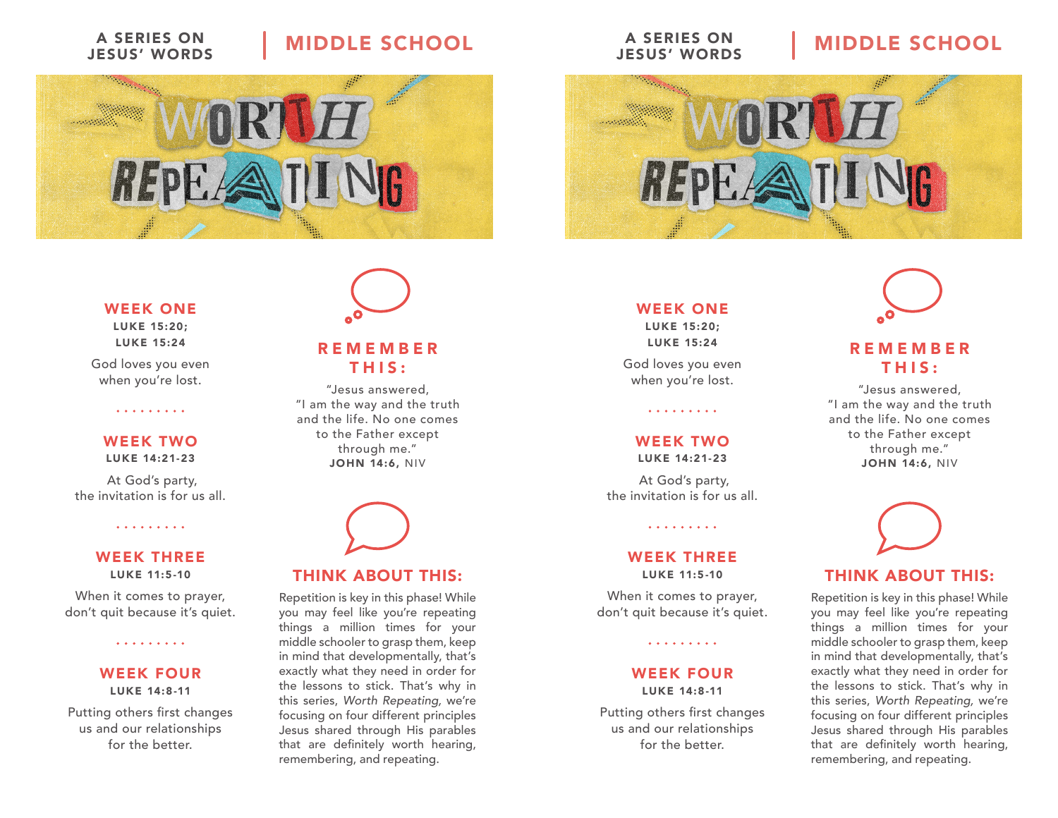A SERIES ON JESUS' WORDS | MIDDLE SCHOOL

# WORTH REPEATING

## WEEK ONE
**LUKE 15:20; LUKE 15:24**

God loves you even when you're lost.

## WEEK TWO
**LUKE 14:21-23**

At God's party, the invitation is for us all.

## WEEK THREE
**LUKE 11:5-10**

When it comes to prayer, don't quit because it's quiet.

## WEEK FOUR
**LUKE 14:8-11**

Putting others first changes us and our relationships for the better.

## REMEMBER THIS:

"Jesus answered, "I am the way and the truth and the life. No one comes to the Father except through me."
**JOHN 14:6,** NIV

## THINK ABOUT THIS:

Repetition is key in this phase! While you may feel like you're repeating things a million times for your middle schooler to grasp them, keep in mind that developmentally, that's exactly what they need in order for the lessons to stick. That's why in this series, *Worth Repeating,* we're focusing on four different principles Jesus shared through His parables that are definitely worth hearing, remembering, and repeating.

---

A SERIES ON JESUS' WORDS | MIDDLE SCHOOL

# WORTH REPEATING

## WEEK ONE
**LUKE 15:20; LUKE 15:24**

God loves you even when you're lost.

## WEEK TWO
**LUKE 14:21-23**

At God's party, the invitation is for us all.

## WEEK THREE
**LUKE 11:5-10**

When it comes to prayer, don't quit because it's quiet.

## WEEK FOUR
**LUKE 14:8-11**

Putting others first changes us and our relationships for the better.

## REMEMBER THIS:

"Jesus answered, "I am the way and the truth and the life. No one comes to the Father except through me."
**JOHN 14:6,** NIV

## THINK ABOUT THIS:

Repetition is key in this phase! While you may feel like you're repeating things a million times for your middle schooler to grasp them, keep in mind that developmentally, that's exactly what they need in order for the lessons to stick. That's why in this series, *Worth Repeating,* we're focusing on four different principles Jesus shared through His parables that are definitely worth hearing, remembering, and repeating.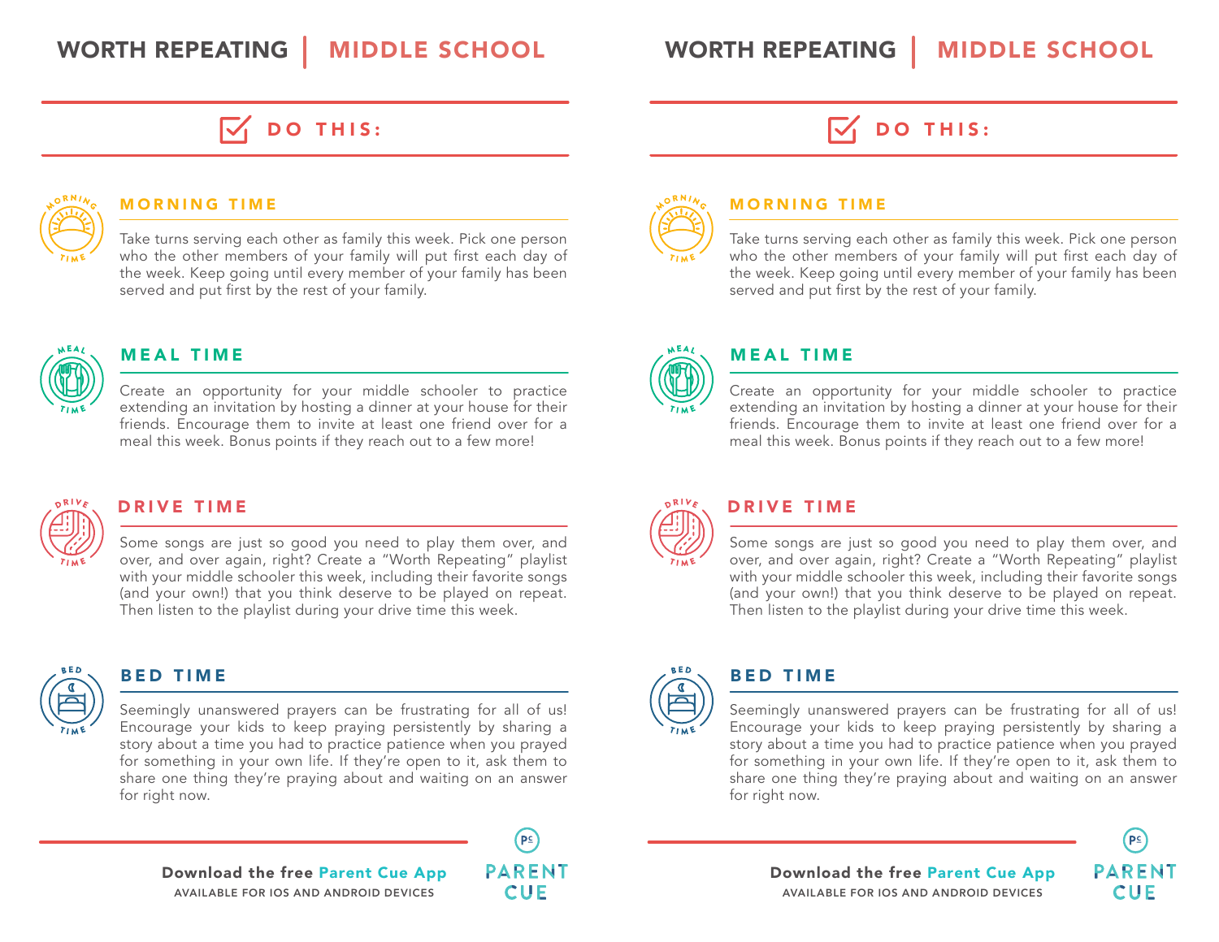# WORTH REPEATING | MIDDLE SCHOOL

## DO THIS:

### MORNING TIME

Take turns serving each other as family this week. Pick one person who the other members of your family will put first each day of the week. Keep going until every member of your family has been served and put first by the rest of your family.

### MEAL TIME

Create an opportunity for your middle schooler to practice extending an invitation by hosting a dinner at your house for their friends. Encourage them to invite at least one friend over for a meal this week. Bonus points if they reach out to a few more!

### DRIVE TIME

Some songs are just so good you need to play them over, and over, and over again, right? Create a "Worth Repeating" playlist with your middle schooler this week, including their favorite songs (and your own!) that you think deserve to be played on repeat. Then listen to the playlist during your drive time this week.

### BED TIME

Seemingly unanswered prayers can be frustrating for all of us! Encourage your kids to keep praying persistently by sharing a story about a time you had to practice patience when you prayed for something in your own life. If they're open to it, ask them to share one thing they're praying about and waiting on an answer for right now.

**Download the free Parent Cue App**
AVAILABLE FOR IOS AND ANDROID DEVICES

PARENT CUE

# WORTH REPEATING | MIDDLE SCHOOL

## DO THIS:

### MORNING TIME

Take turns serving each other as family this week. Pick one person who the other members of your family will put first each day of the week. Keep going until every member of your family has been served and put first by the rest of your family.

### MEAL TIME

Create an opportunity for your middle schooler to practice extending an invitation by hosting a dinner at your house for their friends. Encourage them to invite at least one friend over for a meal this week. Bonus points if they reach out to a few more!

### DRIVE TIME

Some songs are just so good you need to play them over, and over, and over again, right? Create a "Worth Repeating" playlist with your middle schooler this week, including their favorite songs (and your own!) that you think deserve to be played on repeat. Then listen to the playlist during your drive time this week.

### BED TIME

Seemingly unanswered prayers can be frustrating for all of us! Encourage your kids to keep praying persistently by sharing a story about a time you had to practice patience when you prayed for something in your own life. If they're open to it, ask them to share one thing they're praying about and waiting on an answer for right now.

**Download the free Parent Cue App**
AVAILABLE FOR IOS AND ANDROID DEVICES

PARENT CUE